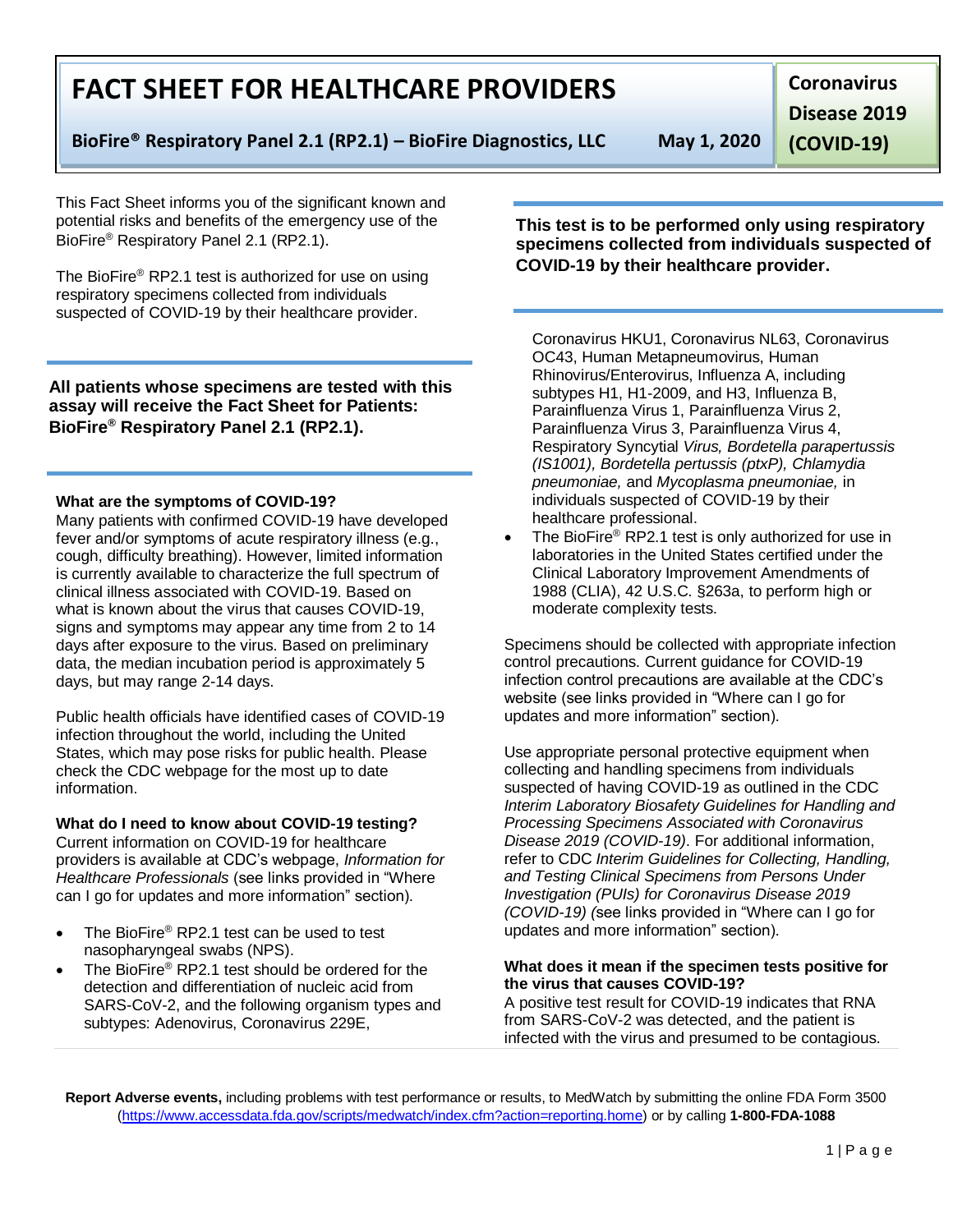# FACT SHEET FOR HEALTHCARE PROVIDERS

**BioFire® Respiratory Panel 2.1 (RP2.1) – BioFire Diagnostics, LLC** **May 1, 2020**

**Coronavirus Disease 2019 (COVID-19)**

This Fact Sheet informs you of the significant known and potential risks and benefits of the emergency use of the BioFire® Respiratory Panel 2.1 (RP2.1).

The BioFire® RP2.1 test is authorized for use on using respiratory specimens collected from individuals suspected of COVID-19 by their healthcare provider.

**All patients whose specimens are tested with this assay will receive the Fact Sheet for Patients: BioFire® Respiratory Panel 2.1 (RP2.1).**

**This test is to be performed only using respiratory specimens collected from individuals suspected of COVID-19 by their healthcare provider.**

**What are the symptoms of COVID-19?**
Many patients with confirmed COVID-19 have developed fever and/or symptoms of acute respiratory illness (e.g., cough, difficulty breathing). However, limited information is currently available to characterize the full spectrum of clinical illness associated with COVID-19. Based on what is known about the virus that causes COVID-19, signs and symptoms may appear any time from 2 to 14 days after exposure to the virus. Based on preliminary data, the median incubation period is approximately 5 days, but may range 2-14 days.

Public health officials have identified cases of COVID-19 infection throughout the world, including the United States, which may pose risks for public health. Please check the CDC webpage for the most up to date information.

**What do I need to know about COVID-19 testing?**
Current information on COVID-19 for healthcare providers is available at CDC's webpage, *Information for Healthcare Professionals* (see links provided in "Where can I go for updates and more information" section).

- The BioFire® RP2.1 test can be used to test nasopharyngeal swabs (NPS).
- The BioFire® RP2.1 test should be ordered for the detection and differentiation of nucleic acid from SARS-CoV-2, and the following organism types and subtypes: Adenovirus, Coronavirus 229E, Coronavirus HKU1, Coronavirus NL63, Coronavirus OC43, Human Metapneumovirus, Human Rhinovirus/Enterovirus, Influenza A, including subtypes H1, H1-2009, and H3, Influenza B, Parainfluenza Virus 1, Parainfluenza Virus 2, Parainfluenza Virus 3, Parainfluenza Virus 4, Respiratory Syncytial *Virus, Bordetella parapertussis (IS1001), Bordetella pertussis (ptxP), Chlamydia pneumoniae,* and *Mycoplasma pneumoniae,* in individuals suspected of COVID-19 by their healthcare professional.
- The BioFire® RP2.1 test is only authorized for use in laboratories in the United States certified under the Clinical Laboratory Improvement Amendments of 1988 (CLIA), 42 U.S.C. §263a, to perform high or moderate complexity tests.

Specimens should be collected with appropriate infection control precautions. Current guidance for COVID-19 infection control precautions are available at the CDC's website (see links provided in "Where can I go for updates and more information" section).

Use appropriate personal protective equipment when collecting and handling specimens from individuals suspected of having COVID-19 as outlined in the CDC *Interim Laboratory Biosafety Guidelines for Handling and Processing Specimens Associated with Coronavirus Disease 2019 (COVID-19)*. For additional information, refer to CDC *Interim Guidelines for Collecting, Handling, and Testing Clinical Specimens from Persons Under Investigation (PUIs) for Coronavirus Disease 2019 (COVID-19) (*see links provided in "Where can I go for updates and more information" section).

**What does it mean if the specimen tests positive for the virus that causes COVID-19?**
A positive test result for COVID-19 indicates that RNA from SARS-CoV-2 was detected, and the patient is infected with the virus and presumed to be contagious.

**Report Adverse events,** including problems with test performance or results, to MedWatch by submitting the online FDA Form 3500 (https://www.accessdata.fda.gov/scripts/medwatch/index.cfm?action=reporting.home) or by calling **1-800-FDA-1088**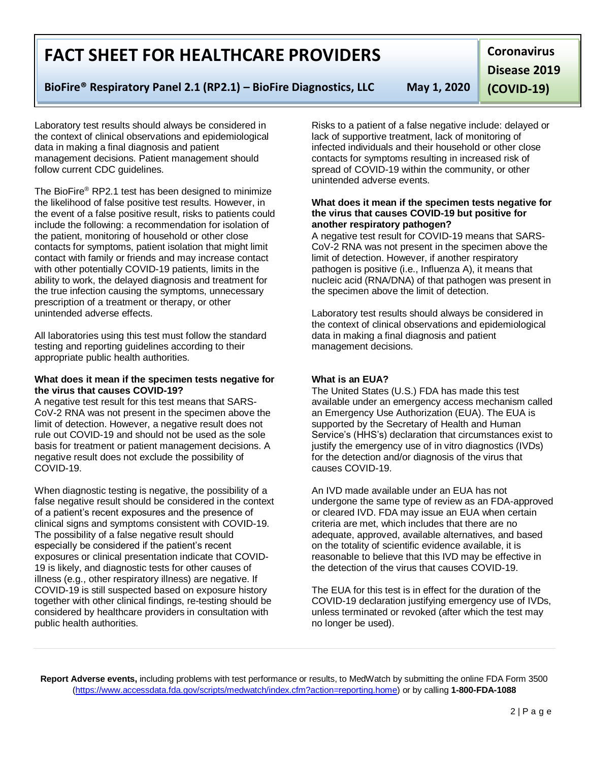Laboratory test results should always be considered in the context of clinical observations and epidemiological data in making a final diagnosis and patient management decisions. Patient management should follow current CDC guidelines.

The BioFire® RP2.1 test has been designed to minimize the likelihood of false positive test results. However, in the event of a false positive result, risks to patients could include the following: a recommendation for isolation of the patient, monitoring of household or other close contacts for symptoms, patient isolation that might limit contact with family or friends and may increase contact with other potentially COVID-19 patients, limits in the ability to work, the delayed diagnosis and treatment for the true infection causing the symptoms, unnecessary prescription of a treatment or therapy, or other unintended adverse effects.

All laboratories using this test must follow the standard testing and reporting guidelines according to their appropriate public health authorities.

**What does it mean if the specimen tests negative for the virus that causes COVID-19?**

A negative test result for this test means that SARS-CoV-2 RNA was not present in the specimen above the limit of detection. However, a negative result does not rule out COVID-19 and should not be used as the sole basis for treatment or patient management decisions. A negative result does not exclude the possibility of COVID-19.

When diagnostic testing is negative, the possibility of a false negative result should be considered in the context of a patient's recent exposures and the presence of clinical signs and symptoms consistent with COVID-19. The possibility of a false negative result should especially be considered if the patient's recent exposures or clinical presentation indicate that COVID-19 is likely, and diagnostic tests for other causes of illness (e.g., other respiratory illness) are negative. If COVID-19 is still suspected based on exposure history together with other clinical findings, re-testing should be considered by healthcare providers in consultation with public health authorities.

Risks to a patient of a false negative include: delayed or lack of supportive treatment, lack of monitoring of infected individuals and their household or other close contacts for symptoms resulting in increased risk of spread of COVID-19 within the community, or other unintended adverse events.

**What does it mean if the specimen tests negative for the virus that causes COVID-19 but positive for another respiratory pathogen?**

A negative test result for COVID-19 means that SARS-CoV-2 RNA was not present in the specimen above the limit of detection. However, if another respiratory pathogen is positive (i.e., Influenza A), it means that nucleic acid (RNA/DNA) of that pathogen was present in the specimen above the limit of detection.

Laboratory test results should always be considered in the context of clinical observations and epidemiological data in making a final diagnosis and patient management decisions.

**What is an EUA?**

The United States (U.S.) FDA has made this test available under an emergency access mechanism called an Emergency Use Authorization (EUA). The EUA is supported by the Secretary of Health and Human Service's (HHS's) declaration that circumstances exist to justify the emergency use of in vitro diagnostics (IVDs) for the detection and/or diagnosis of the virus that causes COVID-19.

An IVD made available under an EUA has not undergone the same type of review as an FDA-approved or cleared IVD. FDA may issue an EUA when certain criteria are met, which includes that there are no adequate, approved, available alternatives, and based on the totality of scientific evidence available, it is reasonable to believe that this IVD may be effective in the detection of the virus that causes COVID-19.

The EUA for this test is in effect for the duration of the COVID-19 declaration justifying emergency use of IVDs, unless terminated or revoked (after which the test may no longer be used).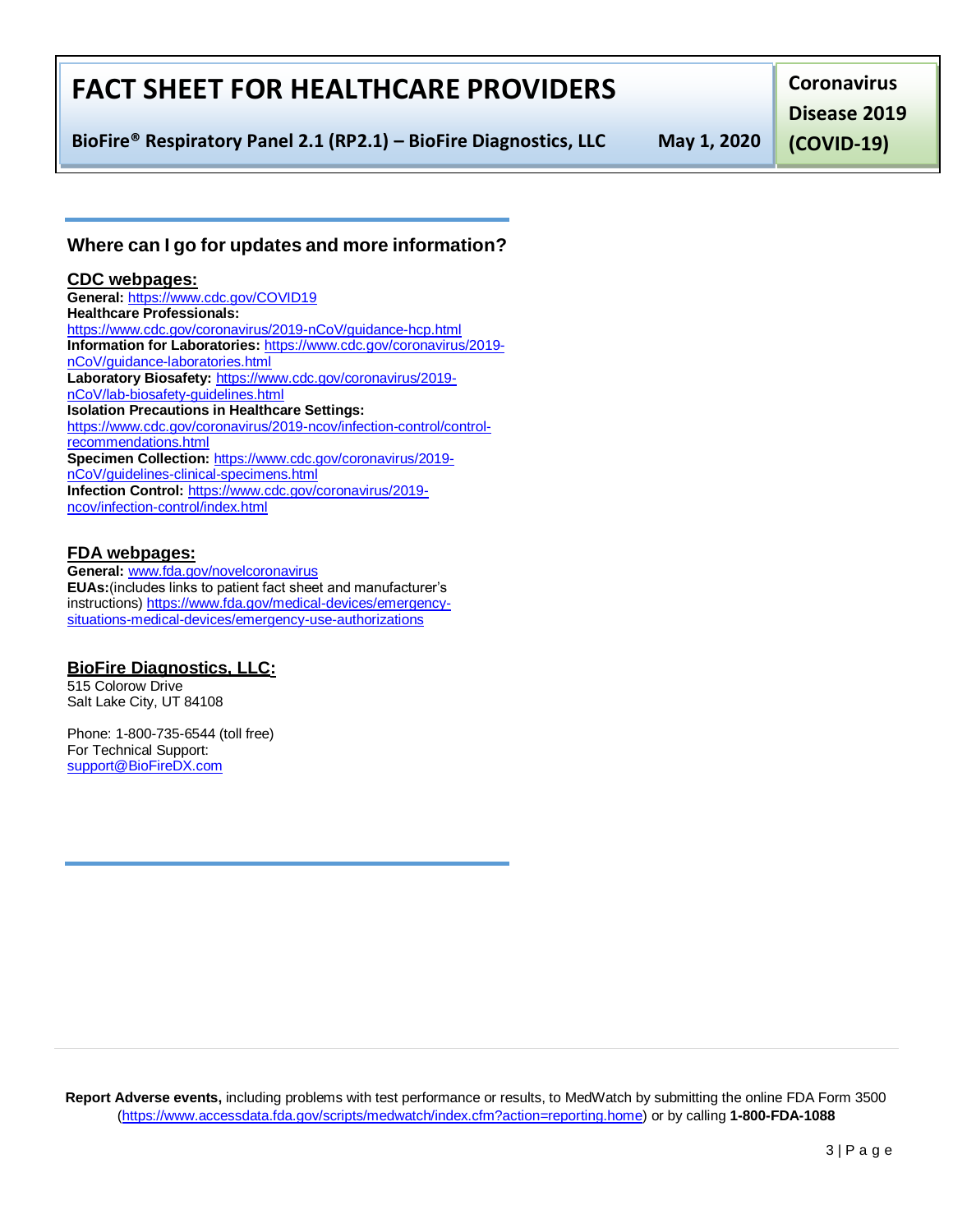## Where can I go for updates and more information?

### CDC webpages:

**General:** https://www.cdc.gov/COVID19
**Healthcare Professionals:**
https://www.cdc.gov/coronavirus/2019-nCoV/guidance-hcp.html
**Information for Laboratories:** https://www.cdc.gov/coronavirus/2019-nCoV/guidance-laboratories.html
**Laboratory Biosafety:** https://www.cdc.gov/coronavirus/2019-nCoV/lab-biosafety-guidelines.html
**Isolation Precautions in Healthcare Settings:**
https://www.cdc.gov/coronavirus/2019-ncov/infection-control/control-recommendations.html
**Specimen Collection:** https://www.cdc.gov/coronavirus/2019-nCoV/guidelines-clinical-specimens.html
**Infection Control:** https://www.cdc.gov/coronavirus/2019-ncov/infection-control/index.html

### FDA webpages:

**General:** www.fda.gov/novelcoronavirus
**EUAs:**(includes links to patient fact sheet and manufacturer's instructions) https://www.fda.gov/medical-devices/emergency-situations-medical-devices/emergency-use-authorizations

### BioFire Diagnostics, LLC:

515 Colorow Drive
Salt Lake City, UT 84108

Phone: 1-800-735-6544 (toll free)
For Technical Support:
support@BioFireDX.com

**Report Adverse events,** including problems with test performance or results, to MedWatch by submitting the online FDA Form 3500 (https://www.accessdata.fda.gov/scripts/medwatch/index.cfm?action=reporting.home) or by calling **1-800-FDA-1088**